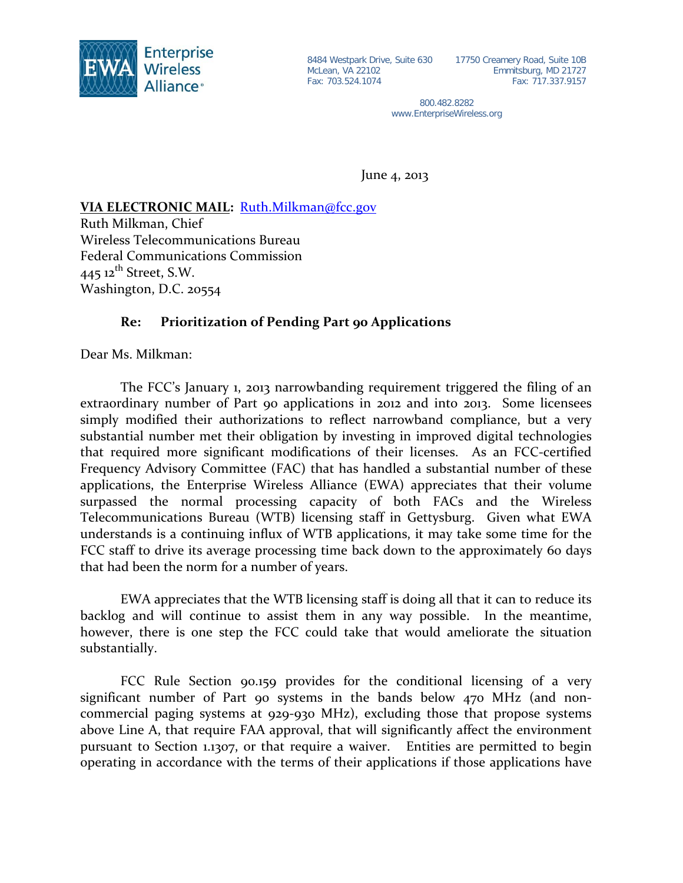Enterprise Wireless Alliance®

8484 Westpark Drive, Suite 630
McLean, VA 22102
Fax: 703.524.1074

17750 Creamery Road, Suite 10B
Emmitsburg, MD 21727
Fax: 717.337.9157

800.482.8282
www.EnterpriseWireless.org

June 4, 2013

**VIA ELECTRONIC MAIL:** Ruth.Milkman@fcc.gov
Ruth Milkman, Chief
Wireless Telecommunications Bureau
Federal Communications Commission
445 12th Street, S.W.
Washington, D.C. 20554

**Re: Prioritization of Pending Part 90 Applications**

Dear Ms. Milkman:

The FCC's January 1, 2013 narrowbanding requirement triggered the filing of an extraordinary number of Part 90 applications in 2012 and into 2013. Some licensees simply modified their authorizations to reflect narrowband compliance, but a very substantial number met their obligation by investing in improved digital technologies that required more significant modifications of their licenses. As an FCC-certified Frequency Advisory Committee (FAC) that has handled a substantial number of these applications, the Enterprise Wireless Alliance (EWA) appreciates that their volume surpassed the normal processing capacity of both FACs and the Wireless Telecommunications Bureau (WTB) licensing staff in Gettysburg. Given what EWA understands is a continuing influx of WTB applications, it may take some time for the FCC staff to drive its average processing time back down to the approximately 60 days that had been the norm for a number of years.

EWA appreciates that the WTB licensing staff is doing all that it can to reduce its backlog and will continue to assist them in any way possible. In the meantime, however, there is one step the FCC could take that would ameliorate the situation substantially.

FCC Rule Section 90.159 provides for the conditional licensing of a very significant number of Part 90 systems in the bands below 470 MHz (and non-commercial paging systems at 929-930 MHz), excluding those that propose systems above Line A, that require FAA approval, that will significantly affect the environment pursuant to Section 1.1307, or that require a waiver. Entities are permitted to begin operating in accordance with the terms of their applications if those applications have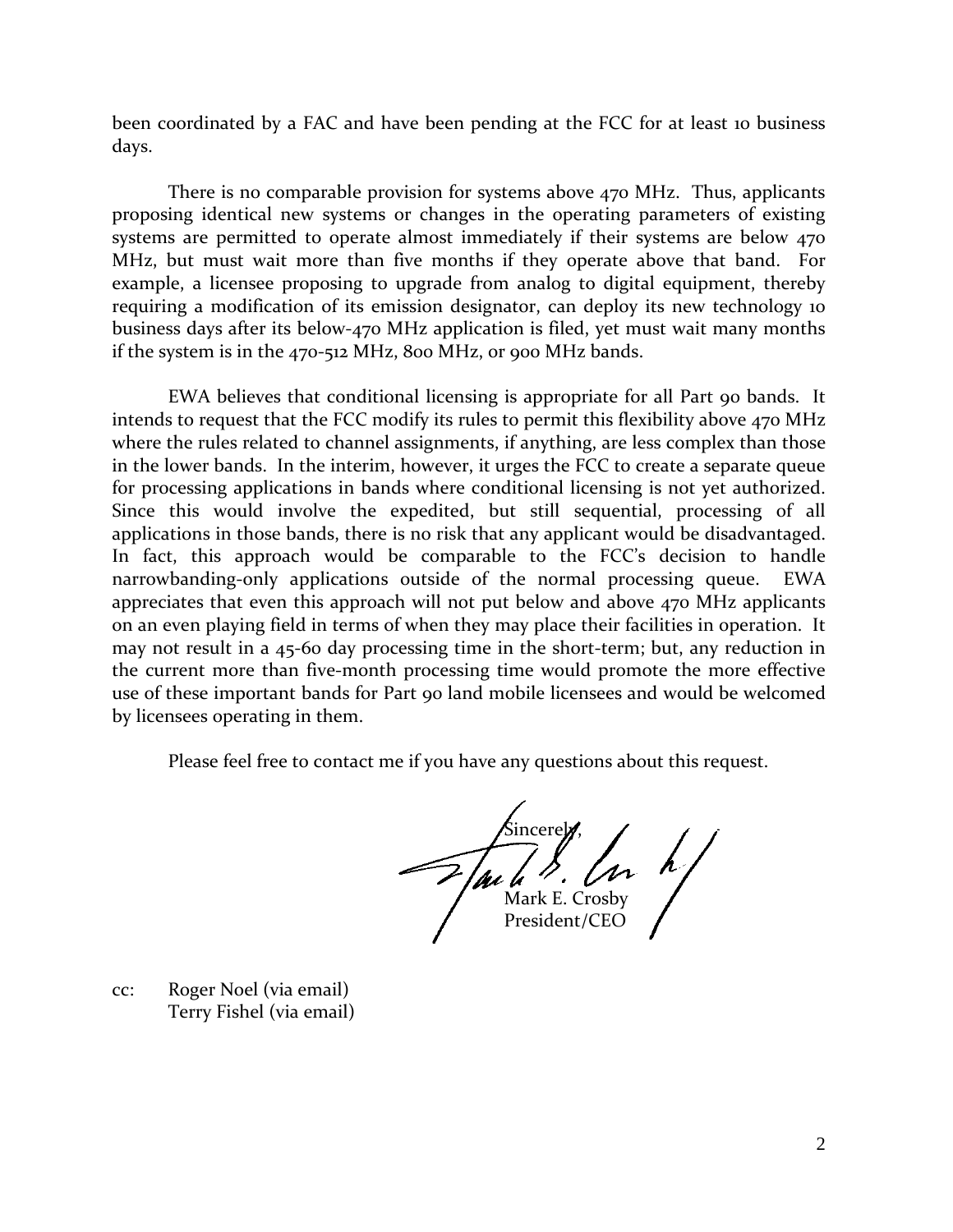been coordinated by a FAC and have been pending at the FCC for at least 10 business days.

There is no comparable provision for systems above 470 MHz. Thus, applicants proposing identical new systems or changes in the operating parameters of existing systems are permitted to operate almost immediately if their systems are below 470 MHz, but must wait more than five months if they operate above that band. For example, a licensee proposing to upgrade from analog to digital equipment, thereby requiring a modification of its emission designator, can deploy its new technology 10 business days after its below-470 MHz application is filed, yet must wait many months if the system is in the 470-512 MHz, 800 MHz, or 900 MHz bands.

EWA believes that conditional licensing is appropriate for all Part 90 bands. It intends to request that the FCC modify its rules to permit this flexibility above 470 MHz where the rules related to channel assignments, if anything, are less complex than those in the lower bands. In the interim, however, it urges the FCC to create a separate queue for processing applications in bands where conditional licensing is not yet authorized. Since this would involve the expedited, but still sequential, processing of all applications in those bands, there is no risk that any applicant would be disadvantaged. In fact, this approach would be comparable to the FCC's decision to handle narrowbanding-only applications outside of the normal processing queue. EWA appreciates that even this approach will not put below and above 470 MHz applicants on an even playing field in terms of when they may place their facilities in operation. It may not result in a 45-60 day processing time in the short-term; but, any reduction in the current more than five-month processing time would promote the more effective use of these important bands for Part 90 land mobile licensees and would be welcomed by licensees operating in them.

Please feel free to contact me if you have any questions about this request.

Sincerely,

Mark E. Crosby
President/CEO

cc: Roger Noel (via email)
Terry Fishel (via email)